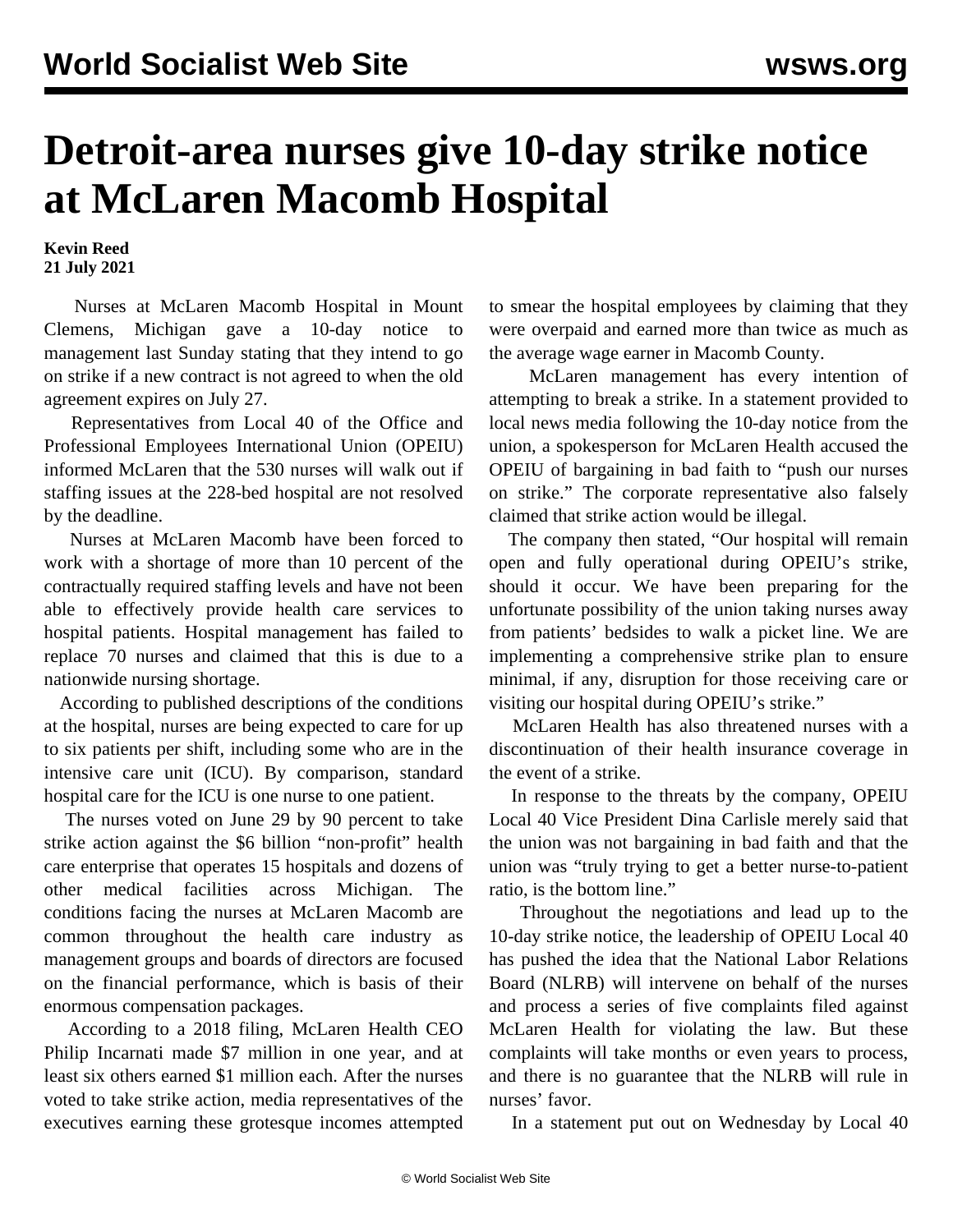# Detroit-area nurses give 10-day strike notice at McLaren Macomb Hospital

**Kevin Reed**
**21 July 2021**

Nurses at McLaren Macomb Hospital in Mount Clemens, Michigan gave a 10-day notice to management last Sunday stating that they intend to go on strike if a new contract is not agreed to when the old agreement expires on July 27.

Representatives from Local 40 of the Office and Professional Employees International Union (OPEIU) informed McLaren that the 530 nurses will walk out if staffing issues at the 228-bed hospital are not resolved by the deadline.

Nurses at McLaren Macomb have been forced to work with a shortage of more than 10 percent of the contractually required staffing levels and have not been able to effectively provide health care services to hospital patients. Hospital management has failed to replace 70 nurses and claimed that this is due to a nationwide nursing shortage.

According to published descriptions of the conditions at the hospital, nurses are being expected to care for up to six patients per shift, including some who are in the intensive care unit (ICU). By comparison, standard hospital care for the ICU is one nurse to one patient.

The nurses voted on June 29 by 90 percent to take strike action against the $6 billion "non-profit" health care enterprise that operates 15 hospitals and dozens of other medical facilities across Michigan. The conditions facing the nurses at McLaren Macomb are common throughout the health care industry as management groups and boards of directors are focused on the financial performance, which is basis of their enormous compensation packages.

According to a 2018 filing, McLaren Health CEO Philip Incarnati made $7 million in one year, and at least six others earned $1 million each. After the nurses voted to take strike action, media representatives of the executives earning these grotesque incomes attempted to smear the hospital employees by claiming that they were overpaid and earned more than twice as much as the average wage earner in Macomb County.

McLaren management has every intention of attempting to break a strike. In a statement provided to local news media following the 10-day notice from the union, a spokesperson for McLaren Health accused the OPEIU of bargaining in bad faith to "push our nurses on strike." The corporate representative also falsely claimed that strike action would be illegal.

The company then stated, "Our hospital will remain open and fully operational during OPEIU's strike, should it occur. We have been preparing for the unfortunate possibility of the union taking nurses away from patients' bedsides to walk a picket line. We are implementing a comprehensive strike plan to ensure minimal, if any, disruption for those receiving care or visiting our hospital during OPEIU's strike."

McLaren Health has also threatened nurses with a discontinuation of their health insurance coverage in the event of a strike.

In response to the threats by the company, OPEIU Local 40 Vice President Dina Carlisle merely said that the union was not bargaining in bad faith and that the union was "truly trying to get a better nurse-to-patient ratio, is the bottom line."

Throughout the negotiations and lead up to the 10-day strike notice, the leadership of OPEIU Local 40 has pushed the idea that the National Labor Relations Board (NLRB) will intervene on behalf of the nurses and process a series of five complaints filed against McLaren Health for violating the law. But these complaints will take months or even years to process, and there is no guarantee that the NLRB will rule in nurses' favor.

In a statement put out on Wednesday by Local 40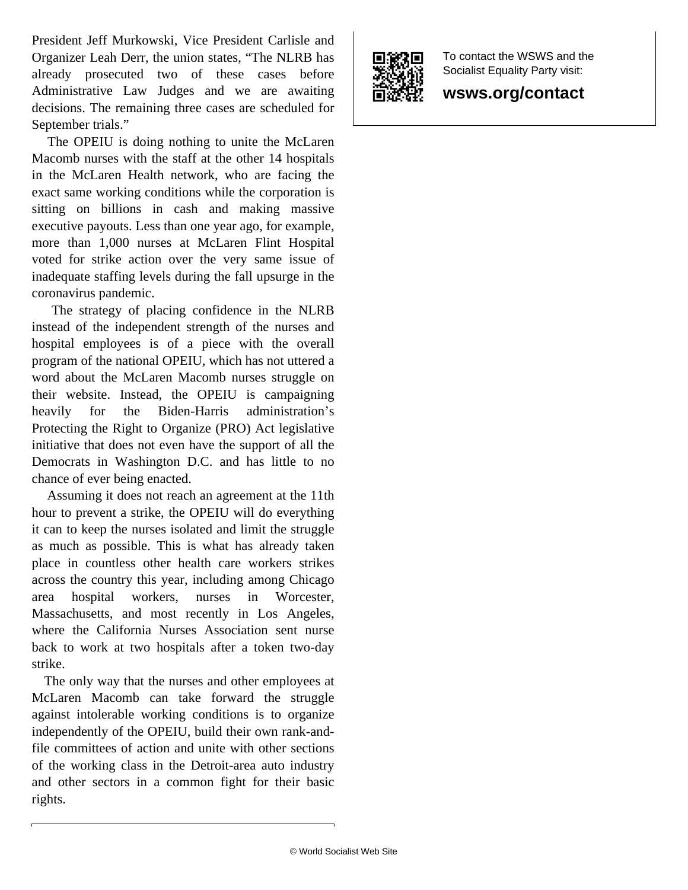President Jeff Murkowski, Vice President Carlisle and Organizer Leah Derr, the union states, "The NLRB has already prosecuted two of these cases before Administrative Law Judges and we are awaiting decisions. The remaining three cases are scheduled for September trials."

The OPEIU is doing nothing to unite the McLaren Macomb nurses with the staff at the other 14 hospitals in the McLaren Health network, who are facing the exact same working conditions while the corporation is sitting on billions in cash and making massive executive payouts. Less than one year ago, for example, more than 1,000 nurses at McLaren Flint Hospital voted for strike action over the very same issue of inadequate staffing levels during the fall upsurge in the coronavirus pandemic.

The strategy of placing confidence in the NLRB instead of the independent strength of the nurses and hospital employees is of a piece with the overall program of the national OPEIU, which has not uttered a word about the McLaren Macomb nurses struggle on their website. Instead, the OPEIU is campaigning heavily for the Biden-Harris administration's Protecting the Right to Organize (PRO) Act legislative initiative that does not even have the support of all the Democrats in Washington D.C. and has little to no chance of ever being enacted.

Assuming it does not reach an agreement at the 11th hour to prevent a strike, the OPEIU will do everything it can to keep the nurses isolated and limit the struggle as much as possible. This is what has already taken place in countless other health care workers strikes across the country this year, including among Chicago area hospital workers, nurses in Worcester, Massachusetts, and most recently in Los Angeles, where the California Nurses Association sent nurse back to work at two hospitals after a token two-day strike.

The only way that the nurses and other employees at McLaren Macomb can take forward the struggle against intolerable working conditions is to organize independently of the OPEIU, build their own rank-and-file committees of action and unite with other sections of the working class in the Detroit-area auto industry and other sectors in a common fight for their basic rights.

To contact the WSWS and the Socialist Equality Party visit:

**wsws.org/contact**